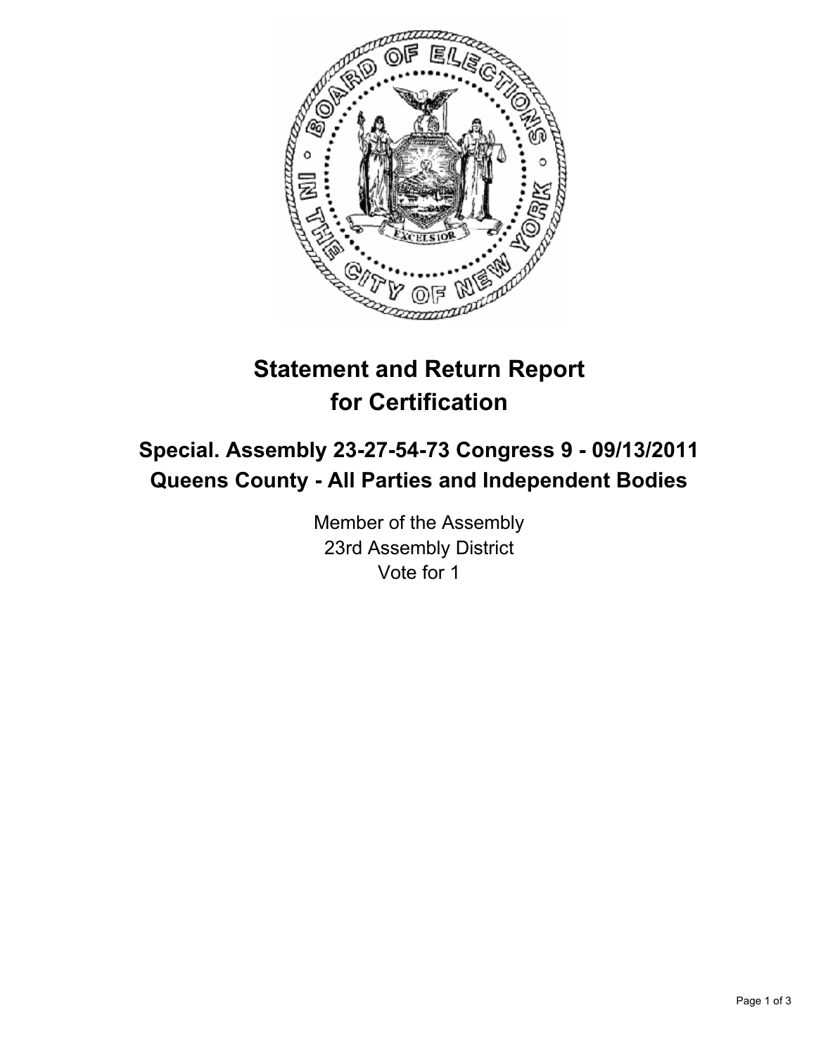# Statement and Return Report for Certification

## Special. Assembly 23-27-54-73 Congress 9 - 09/13/2011
## Queens County - All Parties and Independent Bodies

Member of the Assembly
23rd Assembly District
Vote for 1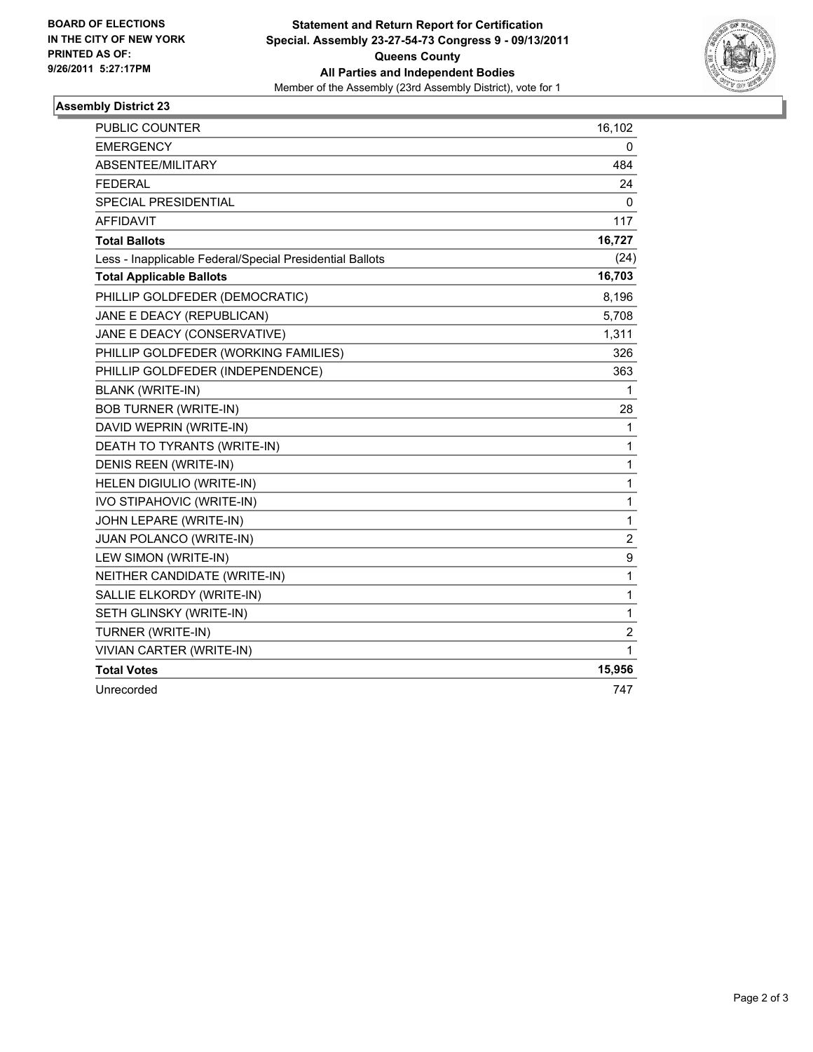**BOARD OF ELECTIONS IN THE CITY OF NEW YORK PRINTED AS OF: 9/26/2011 5:27:17PM**

**Statement and Return Report for Certification Special. Assembly 23-27-54-73 Congress 9 - 09/13/2011 Queens County All Parties and Independent Bodies**

Member of the Assembly (23rd Assembly District), vote for 1

## Assembly District 23

| | |
|---|---|
| PUBLIC COUNTER | 16,102 |
| EMERGENCY | 0 |
| ABSENTEE/MILITARY | 484 |
| FEDERAL | 24 |
| SPECIAL PRESIDENTIAL | 0 |
| AFFIDAVIT | 117 |
| **Total Ballots** | **16,727** |
| Less - Inapplicable Federal/Special Presidential Ballots | (24) |
| **Total Applicable Ballots** | **16,703** |
| PHILLIP GOLDFEDER (DEMOCRATIC) | 8,196 |
| JANE E DEACY (REPUBLICAN) | 5,708 |
| JANE E DEACY (CONSERVATIVE) | 1,311 |
| PHILLIP GOLDFEDER (WORKING FAMILIES) | 326 |
| PHILLIP GOLDFEDER (INDEPENDENCE) | 363 |
| BLANK (WRITE-IN) | 1 |
| BOB TURNER (WRITE-IN) | 28 |
| DAVID WEPRIN (WRITE-IN) | 1 |
| DEATH TO TYRANTS (WRITE-IN) | 1 |
| DENIS REEN (WRITE-IN) | 1 |
| HELEN DIGIULIO (WRITE-IN) | 1 |
| IVO STIPAHOVIC (WRITE-IN) | 1 |
| JOHN LEPARE (WRITE-IN) | 1 |
| JUAN POLANCO (WRITE-IN) | 2 |
| LEW SIMON (WRITE-IN) | 9 |
| NEITHER CANDIDATE (WRITE-IN) | 1 |
| SALLIE ELKORDY (WRITE-IN) | 1 |
| SETH GLINSKY (WRITE-IN) | 1 |
| TURNER (WRITE-IN) | 2 |
| VIVIAN CARTER (WRITE-IN) | 1 |
| **Total Votes** | **15,956** |
| Unrecorded | 747 |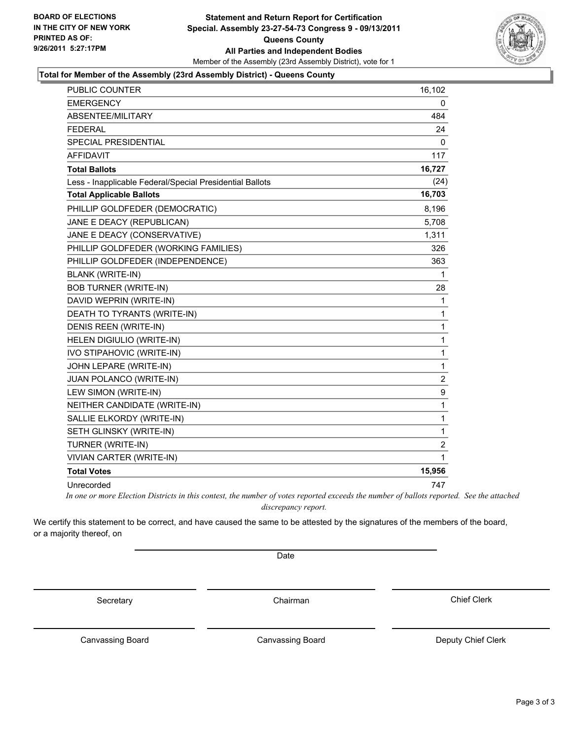**BOARD OF ELECTIONS IN THE CITY OF NEW YORK PRINTED AS OF: 9/26/2011 5:27:17PM**

**Statement and Return Report for Certification**
**Special. Assembly 23-27-54-73 Congress 9 - 09/13/2011**
**Queens County**
**All Parties and Independent Bodies**
Member of the Assembly (23rd Assembly District), vote for 1

**Total for Member of the Assembly (23rd Assembly District) - Queens County**

| | |
|---|---|
| PUBLIC COUNTER | 16,102 |
| EMERGENCY | 0 |
| ABSENTEE/MILITARY | 484 |
| FEDERAL | 24 |
| SPECIAL PRESIDENTIAL | 0 |
| AFFIDAVIT | 117 |
| **Total Ballots** | **16,727** |
| Less - Inapplicable Federal/Special Presidential Ballots | (24) |
| **Total Applicable Ballots** | **16,703** |
| PHILLIP GOLDFEDER (DEMOCRATIC) | 8,196 |
| JANE E DEACY (REPUBLICAN) | 5,708 |
| JANE E DEACY (CONSERVATIVE) | 1,311 |
| PHILLIP GOLDFEDER (WORKING FAMILIES) | 326 |
| PHILLIP GOLDFEDER (INDEPENDENCE) | 363 |
| BLANK (WRITE-IN) | 1 |
| BOB TURNER (WRITE-IN) | 28 |
| DAVID WEPRIN (WRITE-IN) | 1 |
| DEATH TO TYRANTS (WRITE-IN) | 1 |
| DENIS REEN (WRITE-IN) | 1 |
| HELEN DIGIULIO (WRITE-IN) | 1 |
| IVO STIPAHOVIC (WRITE-IN) | 1 |
| JOHN LEPARE (WRITE-IN) | 1 |
| JUAN POLANCO (WRITE-IN) | 2 |
| LEW SIMON (WRITE-IN) | 9 |
| NEITHER CANDIDATE (WRITE-IN) | 1 |
| SALLIE ELKORDY (WRITE-IN) | 1 |
| SETH GLINSKY (WRITE-IN) | 1 |
| TURNER (WRITE-IN) | 2 |
| VIVIAN CARTER (WRITE-IN) | 1 |
| **Total Votes** | **15,956** |
| Unrecorded | 747 |

*In one or more Election Districts in this contest, the number of votes reported exceeds the number of ballots reported. See the attached discrepancy report.*

We certify this statement to be correct, and have caused the same to be attested by the signatures of the members of the board, or a majority thereof, on

Date

Secretary | Chairman | Chief Clerk

Canvassing Board | Canvassing Board | Deputy Chief Clerk